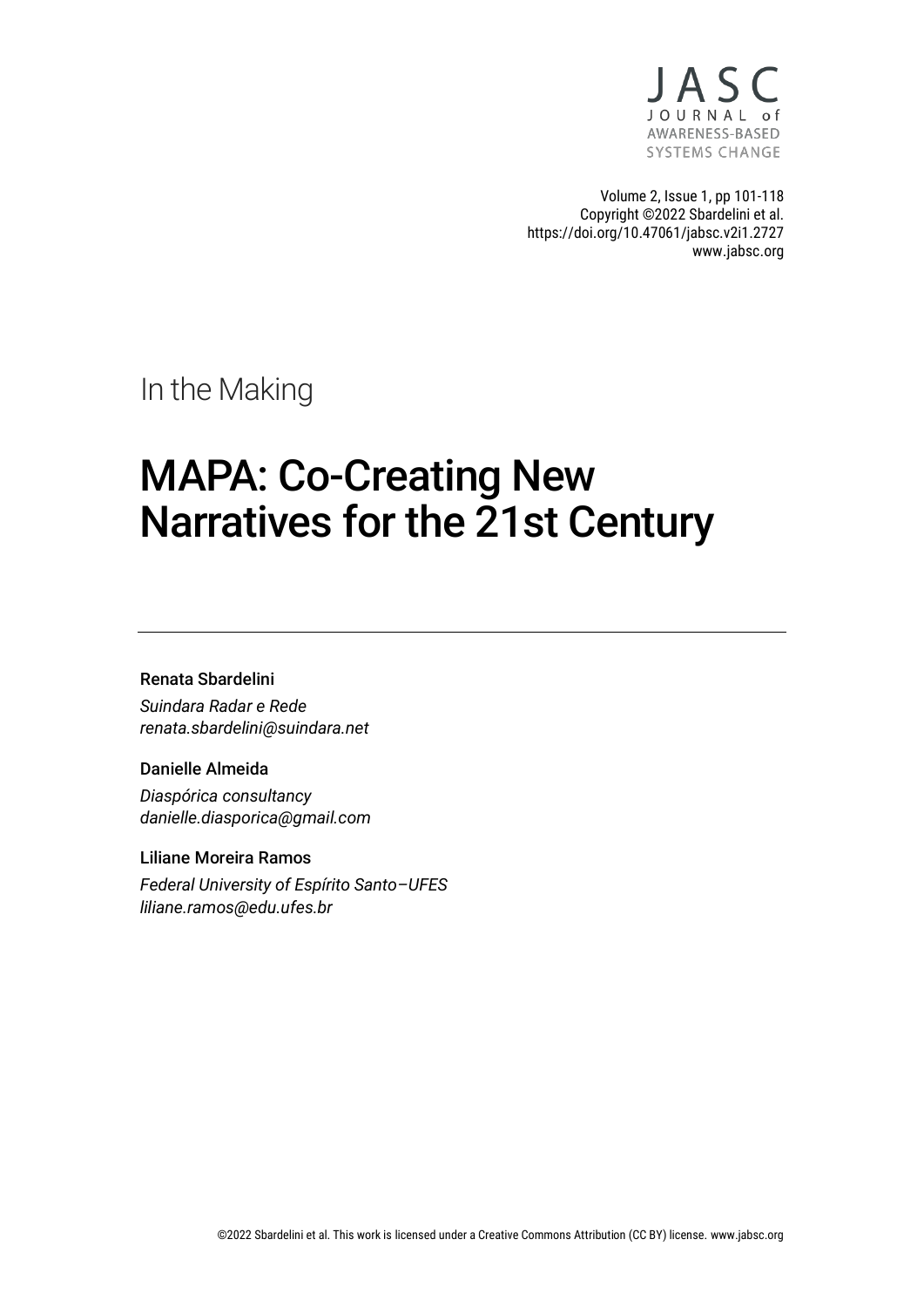JASC
JOURNAL of
AWARENESS-BASED
SYSTEMS CHANGE

Volume 2, Issue 1, pp 101-118
Copyright ©2022 Sbardelini et al.
https://doi.org/10.47061/jabsc.v2i1.2727
www.jabsc.org

In the Making

# MAPA: Co-Creating New Narratives for the 21st Century

---

Renata Sbardelini
*Suindara Radar e Rede*
*renata.sbardelini@suindara.net*

Danielle Almeida
*Diaspórica consultancy*
*danielle.diasporica@gmail.com*

Liliane Moreira Ramos
*Federal University of Espírito Santo–UFES*
*liliane.ramos@edu.ufes.br*

©2022 Sbardelini et al. This work is licensed under a Creative Commons Attribution (CC BY) license. www.jabsc.org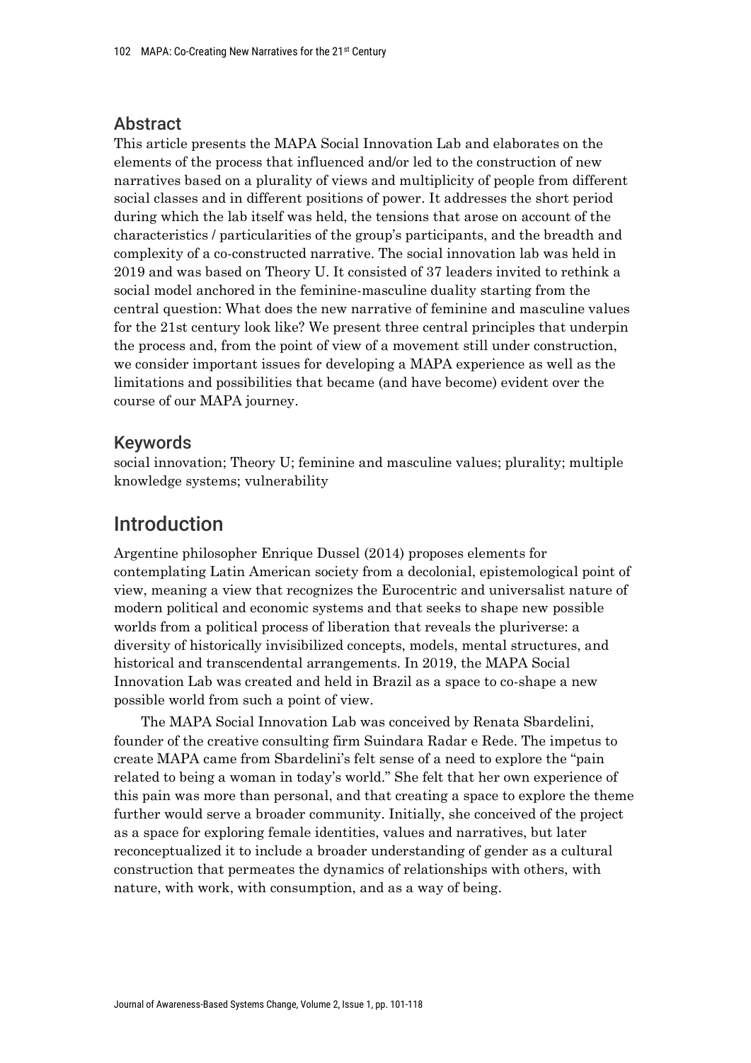## Abstract

This article presents the MAPA Social Innovation Lab and elaborates on the elements of the process that influenced and/or led to the construction of new narratives based on a plurality of views and multiplicity of people from different social classes and in different positions of power. It addresses the short period during which the lab itself was held, the tensions that arose on account of the characteristics / particularities of the group's participants, and the breadth and complexity of a co-constructed narrative. The social innovation lab was held in 2019 and was based on Theory U. It consisted of 37 leaders invited to rethink a social model anchored in the feminine-masculine duality starting from the central question: What does the new narrative of feminine and masculine values for the 21st century look like? We present three central principles that underpin the process and, from the point of view of a movement still under construction, we consider important issues for developing a MAPA experience as well as the limitations and possibilities that became (and have become) evident over the course of our MAPA journey.

## Keywords

social innovation; Theory U; feminine and masculine values; plurality; multiple knowledge systems; vulnerability

# Introduction

Argentine philosopher Enrique Dussel (2014) proposes elements for contemplating Latin American society from a decolonial, epistemological point of view, meaning a view that recognizes the Eurocentric and universalist nature of modern political and economic systems and that seeks to shape new possible worlds from a political process of liberation that reveals the pluriverse: a diversity of historically invisibilized concepts, models, mental structures, and historical and transcendental arrangements. In 2019, the MAPA Social Innovation Lab was created and held in Brazil as a space to co-shape a new possible world from such a point of view.

The MAPA Social Innovation Lab was conceived by Renata Sbardelini, founder of the creative consulting firm Suindara Radar e Rede. The impetus to create MAPA came from Sbardelini's felt sense of a need to explore the "pain related to being a woman in today's world." She felt that her own experience of this pain was more than personal, and that creating a space to explore the theme further would serve a broader community. Initially, she conceived of the project as a space for exploring female identities, values and narratives, but later reconceptualized it to include a broader understanding of gender as a cultural construction that permeates the dynamics of relationships with others, with nature, with work, with consumption, and as a way of being.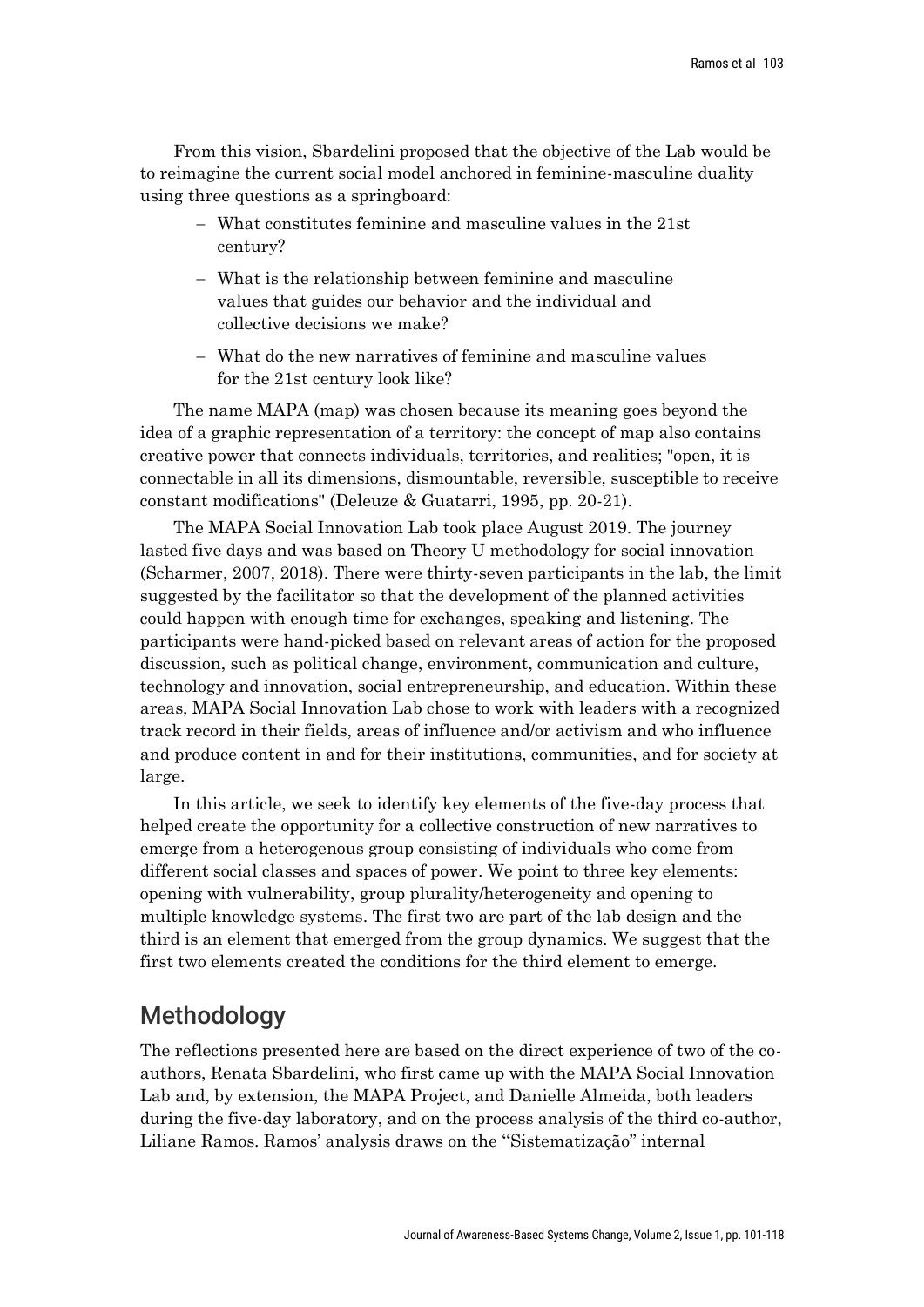From this vision, Sbardelini proposed that the objective of the Lab would be to reimagine the current social model anchored in feminine-masculine duality using three questions as a springboard:

- What constitutes feminine and masculine values in the 21st century?
- What is the relationship between feminine and masculine values that guides our behavior and the individual and collective decisions we make?
- What do the new narratives of feminine and masculine values for the 21st century look like?

The name MAPA (map) was chosen because its meaning goes beyond the idea of a graphic representation of a territory: the concept of map also contains creative power that connects individuals, territories, and realities; "open, it is connectable in all its dimensions, dismountable, reversible, susceptible to receive constant modifications" (Deleuze & Guatarri, 1995, pp. 20-21).

The MAPA Social Innovation Lab took place August 2019. The journey lasted five days and was based on Theory U methodology for social innovation (Scharmer, 2007, 2018). There were thirty-seven participants in the lab, the limit suggested by the facilitator so that the development of the planned activities could happen with enough time for exchanges, speaking and listening. The participants were hand-picked based on relevant areas of action for the proposed discussion, such as political change, environment, communication and culture, technology and innovation, social entrepreneurship, and education. Within these areas, MAPA Social Innovation Lab chose to work with leaders with a recognized track record in their fields, areas of influence and/or activism and who influence and produce content in and for their institutions, communities, and for society at large.

In this article, we seek to identify key elements of the five-day process that helped create the opportunity for a collective construction of new narratives to emerge from a heterogenous group consisting of individuals who come from different social classes and spaces of power. We point to three key elements: opening with vulnerability, group plurality/heterogeneity and opening to multiple knowledge systems. The first two are part of the lab design and the third is an element that emerged from the group dynamics. We suggest that the first two elements created the conditions for the third element to emerge.

## Methodology

The reflections presented here are based on the direct experience of two of the co-authors, Renata Sbardelini, who first came up with the MAPA Social Innovation Lab and, by extension, the MAPA Project, and Danielle Almeida, both leaders during the five-day laboratory, and on the process analysis of the third co-author, Liliane Ramos. Ramos' analysis draws on the "Sistematização" internal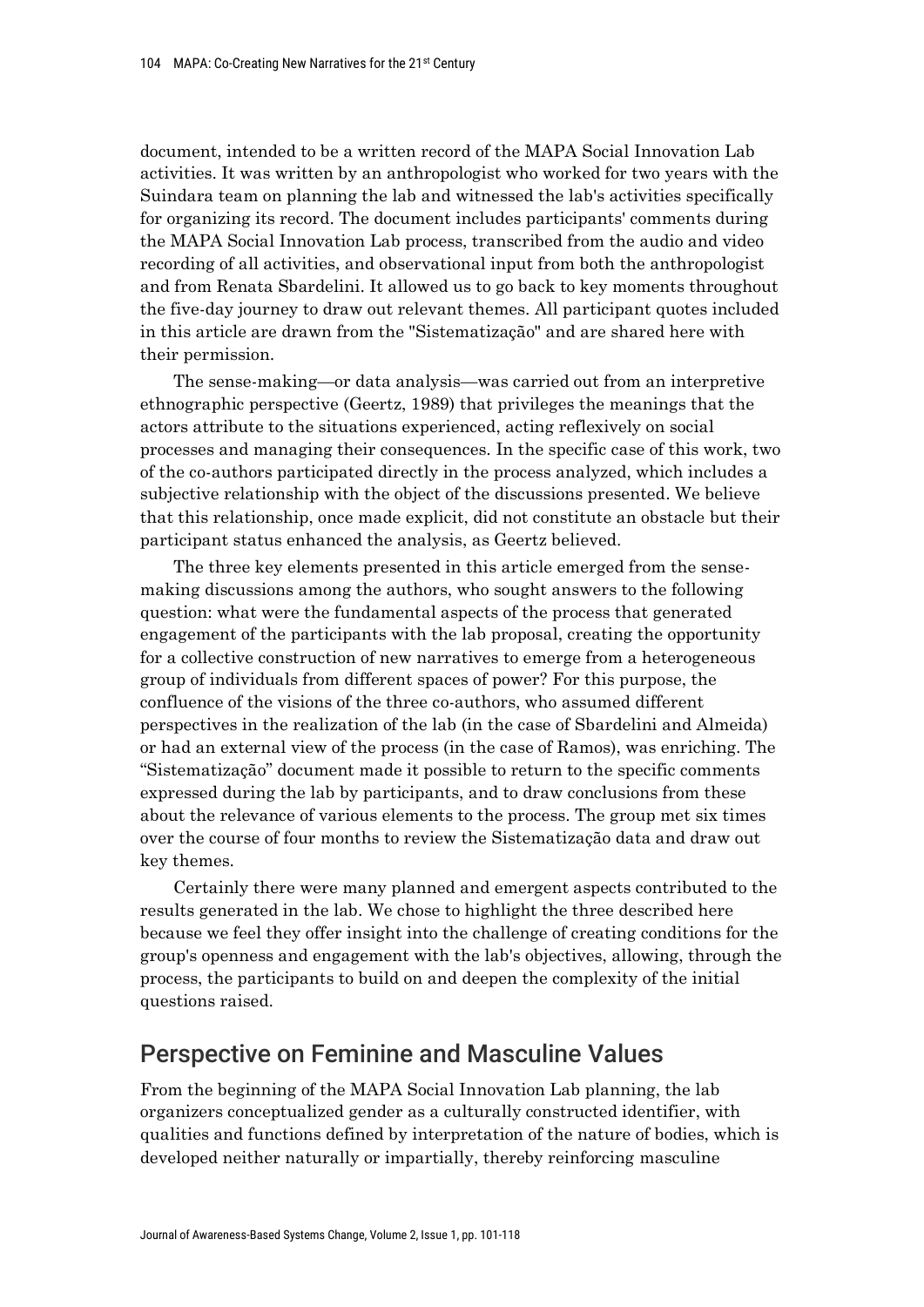document, intended to be a written record of the MAPA Social Innovation Lab activities. It was written by an anthropologist who worked for two years with the Suindara team on planning the lab and witnessed the lab's activities specifically for organizing its record. The document includes participants' comments during the MAPA Social Innovation Lab process, transcribed from the audio and video recording of all activities, and observational input from both the anthropologist and from Renata Sbardelini. It allowed us to go back to key moments throughout the five-day journey to draw out relevant themes. All participant quotes included in this article are drawn from the "Sistematização" and are shared here with their permission.

The sense-making—or data analysis—was carried out from an interpretive ethnographic perspective (Geertz, 1989) that privileges the meanings that the actors attribute to the situations experienced, acting reflexively on social processes and managing their consequences. In the specific case of this work, two of the co-authors participated directly in the process analyzed, which includes a subjective relationship with the object of the discussions presented. We believe that this relationship, once made explicit, did not constitute an obstacle but their participant status enhanced the analysis, as Geertz believed.

The three key elements presented in this article emerged from the sense-making discussions among the authors, who sought answers to the following question: what were the fundamental aspects of the process that generated engagement of the participants with the lab proposal, creating the opportunity for a collective construction of new narratives to emerge from a heterogeneous group of individuals from different spaces of power? For this purpose, the confluence of the visions of the three co-authors, who assumed different perspectives in the realization of the lab (in the case of Sbardelini and Almeida) or had an external view of the process (in the case of Ramos), was enriching. The "Sistematização" document made it possible to return to the specific comments expressed during the lab by participants, and to draw conclusions from these about the relevance of various elements to the process. The group met six times over the course of four months to review the Sistematização data and draw out key themes.

Certainly there were many planned and emergent aspects contributed to the results generated in the lab. We chose to highlight the three described here because we feel they offer insight into the challenge of creating conditions for the group's openness and engagement with the lab's objectives, allowing, through the process, the participants to build on and deepen the complexity of the initial questions raised.

## Perspective on Feminine and Masculine Values

From the beginning of the MAPA Social Innovation Lab planning, the lab organizers conceptualized gender as a culturally constructed identifier, with qualities and functions defined by interpretation of the nature of bodies, which is developed neither naturally or impartially, thereby reinforcing masculine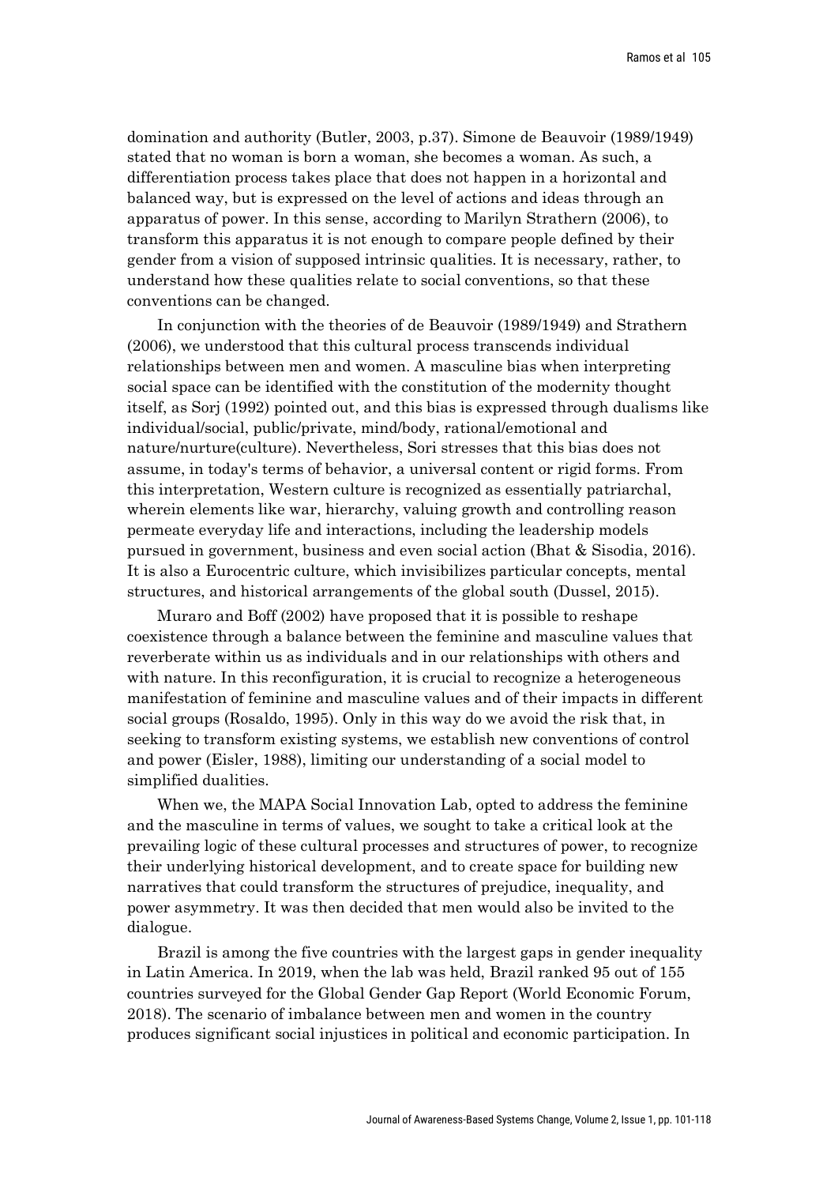domination and authority (Butler, 2003, p.37). Simone de Beauvoir (1989/1949) stated that no woman is born a woman, she becomes a woman. As such, a differentiation process takes place that does not happen in a horizontal and balanced way, but is expressed on the level of actions and ideas through an apparatus of power. In this sense, according to Marilyn Strathern (2006), to transform this apparatus it is not enough to compare people defined by their gender from a vision of supposed intrinsic qualities. It is necessary, rather, to understand how these qualities relate to social conventions, so that these conventions can be changed.

In conjunction with the theories of de Beauvoir (1989/1949) and Strathern (2006), we understood that this cultural process transcends individual relationships between men and women. A masculine bias when interpreting social space can be identified with the constitution of the modernity thought itself, as Sorj (1992) pointed out, and this bias is expressed through dualisms like individual/social, public/private, mind/body, rational/emotional and nature/nurture(culture). Nevertheless, Sori stresses that this bias does not assume, in today's terms of behavior, a universal content or rigid forms. From this interpretation, Western culture is recognized as essentially patriarchal, wherein elements like war, hierarchy, valuing growth and controlling reason permeate everyday life and interactions, including the leadership models pursued in government, business and even social action (Bhat & Sisodia, 2016). It is also a Eurocentric culture, which invisibilizes particular concepts, mental structures, and historical arrangements of the global south (Dussel, 2015).

Muraro and Boff (2002) have proposed that it is possible to reshape coexistence through a balance between the feminine and masculine values that reverberate within us as individuals and in our relationships with others and with nature. In this reconfiguration, it is crucial to recognize a heterogeneous manifestation of feminine and masculine values and of their impacts in different social groups (Rosaldo, 1995). Only in this way do we avoid the risk that, in seeking to transform existing systems, we establish new conventions of control and power (Eisler, 1988), limiting our understanding of a social model to simplified dualities.

When we, the MAPA Social Innovation Lab, opted to address the feminine and the masculine in terms of values, we sought to take a critical look at the prevailing logic of these cultural processes and structures of power, to recognize their underlying historical development, and to create space for building new narratives that could transform the structures of prejudice, inequality, and power asymmetry. It was then decided that men would also be invited to the dialogue.

Brazil is among the five countries with the largest gaps in gender inequality in Latin America. In 2019, when the lab was held, Brazil ranked 95 out of 155 countries surveyed for the Global Gender Gap Report (World Economic Forum, 2018). The scenario of imbalance between men and women in the country produces significant social injustices in political and economic participation. In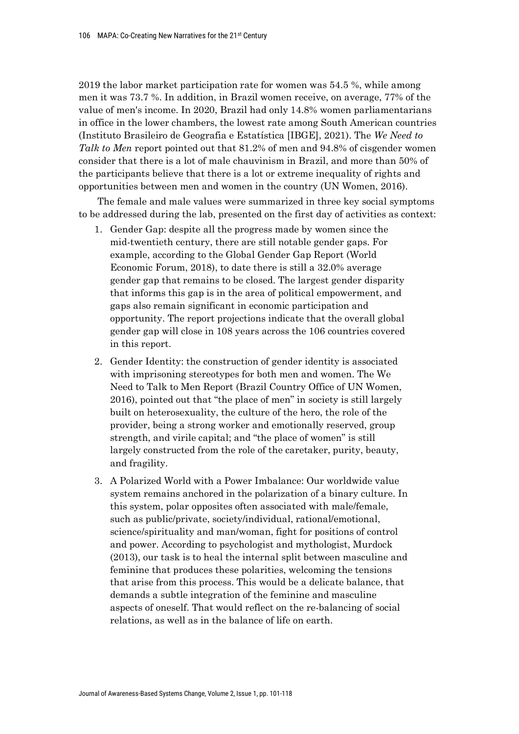2019 the labor market participation rate for women was 54.5 %, while among men it was 73.7 %. In addition, in Brazil women receive, on average, 77% of the value of men's income. In 2020, Brazil had only 14.8% women parliamentarians in office in the lower chambers, the lowest rate among South American countries (Instituto Brasileiro de Geografia e Estatística [IBGE], 2021). The *We Need to Talk to Men* report pointed out that 81.2% of men and 94.8% of cisgender women consider that there is a lot of male chauvinism in Brazil, and more than 50% of the participants believe that there is a lot or extreme inequality of rights and opportunities between men and women in the country (UN Women, 2016).

The female and male values were summarized in three key social symptoms to be addressed during the lab, presented on the first day of activities as context:

1. Gender Gap: despite all the progress made by women since the mid-twentieth century, there are still notable gender gaps. For example, according to the Global Gender Gap Report (World Economic Forum, 2018), to date there is still a 32.0% average gender gap that remains to be closed. The largest gender disparity that informs this gap is in the area of political empowerment, and gaps also remain significant in economic participation and opportunity. The report projections indicate that the overall global gender gap will close in 108 years across the 106 countries covered in this report.
2. Gender Identity: the construction of gender identity is associated with imprisoning stereotypes for both men and women. The We Need to Talk to Men Report (Brazil Country Office of UN Women, 2016), pointed out that "the place of men" in society is still largely built on heterosexuality, the culture of the hero, the role of the provider, being a strong worker and emotionally reserved, group strength, and virile capital; and "the place of women" is still largely constructed from the role of the caretaker, purity, beauty, and fragility.
3. A Polarized World with a Power Imbalance: Our worldwide value system remains anchored in the polarization of a binary culture. In this system, polar opposites often associated with male/female, such as public/private, society/individual, rational/emotional, science/spirituality and man/woman, fight for positions of control and power. According to psychologist and mythologist, Murdock (2013), our task is to heal the internal split between masculine and feminine that produces these polarities, welcoming the tensions that arise from this process. This would be a delicate balance, that demands a subtle integration of the feminine and masculine aspects of oneself. That would reflect on the re-balancing of social relations, as well as in the balance of life on earth.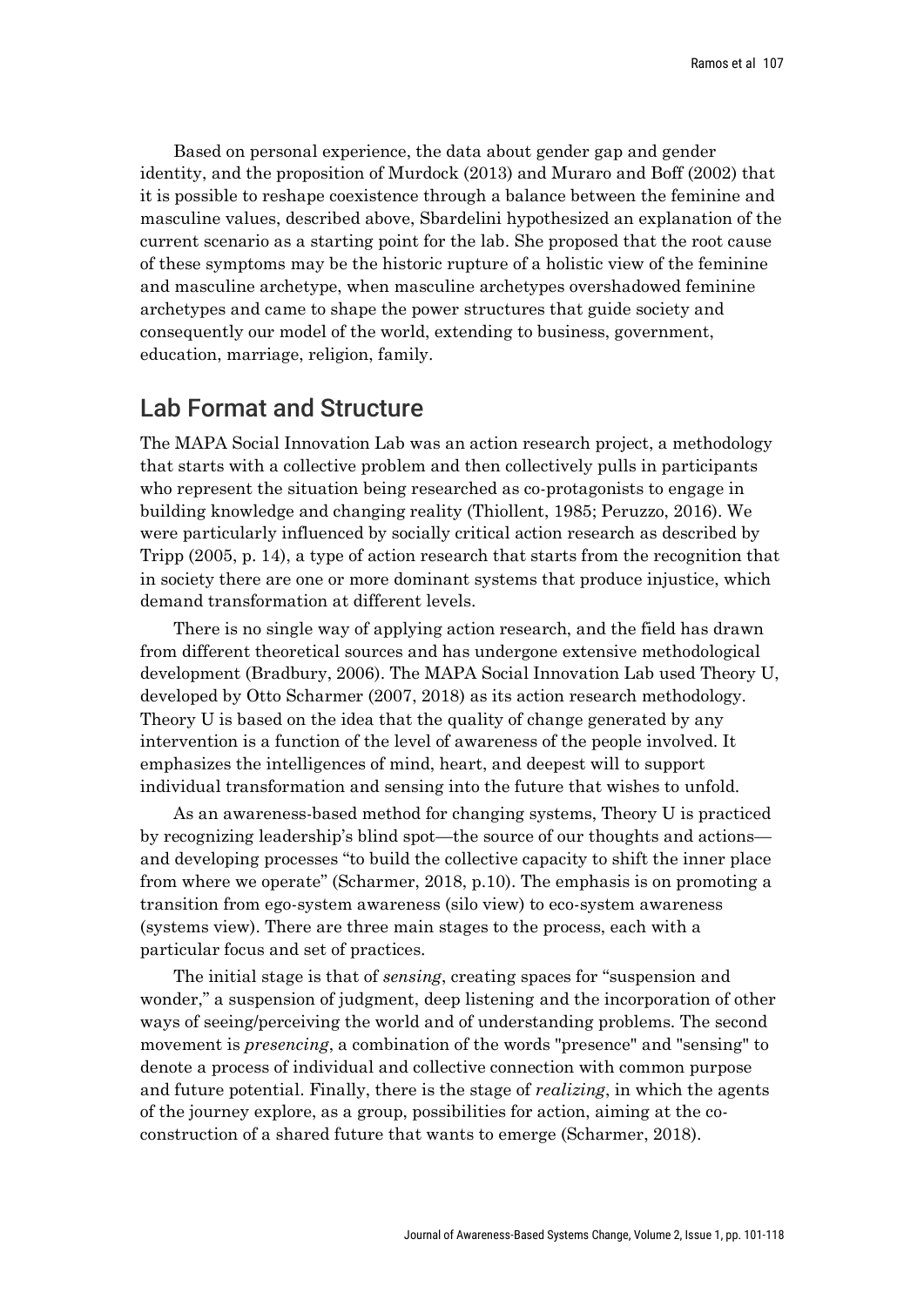Based on personal experience, the data about gender gap and gender identity, and the proposition of Murdock (2013) and Muraro and Boff (2002) that it is possible to reshape coexistence through a balance between the feminine and masculine values, described above, Sbardelini hypothesized an explanation of the current scenario as a starting point for the lab. She proposed that the root cause of these symptoms may be the historic rupture of a holistic view of the feminine and masculine archetype, when masculine archetypes overshadowed feminine archetypes and came to shape the power structures that guide society and consequently our model of the world, extending to business, government, education, marriage, religion, family.

## Lab Format and Structure

The MAPA Social Innovation Lab was an action research project, a methodology that starts with a collective problem and then collectively pulls in participants who represent the situation being researched as co-protagonists to engage in building knowledge and changing reality (Thiollent, 1985; Peruzzo, 2016). We were particularly influenced by socially critical action research as described by Tripp (2005, p. 14), a type of action research that starts from the recognition that in society there are one or more dominant systems that produce injustice, which demand transformation at different levels.

There is no single way of applying action research, and the field has drawn from different theoretical sources and has undergone extensive methodological development (Bradbury, 2006). The MAPA Social Innovation Lab used Theory U, developed by Otto Scharmer (2007, 2018) as its action research methodology. Theory U is based on the idea that the quality of change generated by any intervention is a function of the level of awareness of the people involved. It emphasizes the intelligences of mind, heart, and deepest will to support individual transformation and sensing into the future that wishes to unfold.

As an awareness-based method for changing systems, Theory U is practiced by recognizing leadership's blind spot—the source of our thoughts and actions—and developing processes "to build the collective capacity to shift the inner place from where we operate" (Scharmer, 2018, p.10). The emphasis is on promoting a transition from ego-system awareness (silo view) to eco-system awareness (systems view). There are three main stages to the process, each with a particular focus and set of practices.

The initial stage is that of *sensing*, creating spaces for "suspension and wonder," a suspension of judgment, deep listening and the incorporation of other ways of seeing/perceiving the world and of understanding problems. The second movement is *presencing*, a combination of the words "presence" and "sensing" to denote a process of individual and collective connection with common purpose and future potential. Finally, there is the stage of *realizing*, in which the agents of the journey explore, as a group, possibilities for action, aiming at the co-construction of a shared future that wants to emerge (Scharmer, 2018).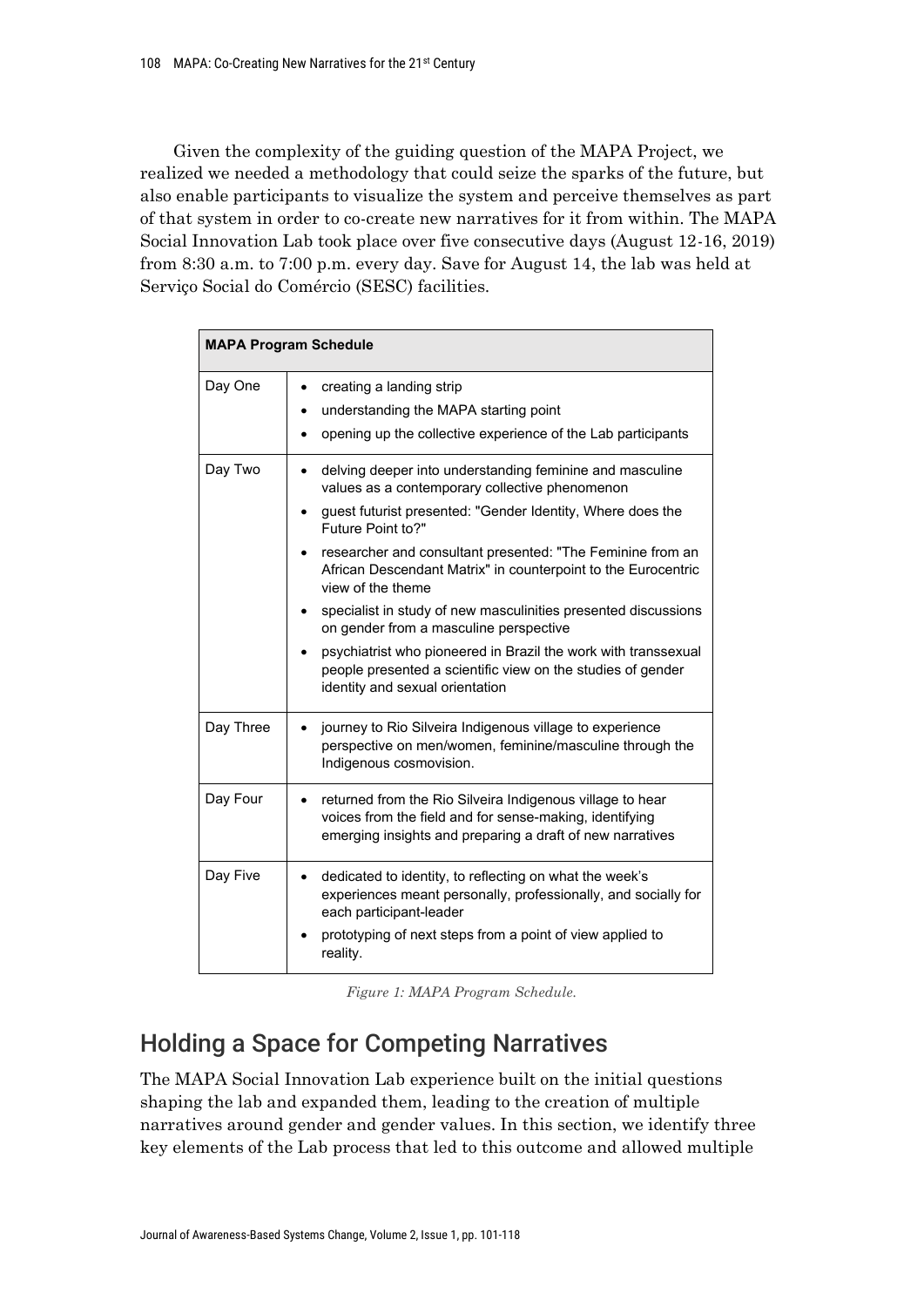Given the complexity of the guiding question of the MAPA Project, we realized we needed a methodology that could seize the sparks of the future, but also enable participants to visualize the system and perceive themselves as part of that system in order to co-create new narratives for it from within. The MAPA Social Innovation Lab took place over five consecutive days (August 12-16, 2019) from 8:30 a.m. to 7:00 p.m. every day. Save for August 14, the lab was held at Serviço Social do Comércio (SESC) facilities.

| **MAPA Program Schedule** | |
|---|---|
| Day One | • creating a landing strip<br>• understanding the MAPA starting point<br>• opening up the collective experience of the Lab participants |
| Day Two | • delving deeper into understanding feminine and masculine values as a contemporary collective phenomenon<br>• guest futurist presented: "Gender Identity, Where does the Future Point to?"<br>• researcher and consultant presented: "The Feminine from an African Descendant Matrix" in counterpoint to the Eurocentric view of the theme<br>• specialist in study of new masculinities presented discussions on gender from a masculine perspective<br>• psychiatrist who pioneered in Brazil the work with transsexual people presented a scientific view on the studies of gender identity and sexual orientation |
| Day Three | • journey to Rio Silveira Indigenous village to experience perspective on men/women, feminine/masculine through the Indigenous cosmovision. |
| Day Four | • returned from the Rio Silveira Indigenous village to hear voices from the field and for sense-making, identifying emerging insights and preparing a draft of new narratives |
| Day Five | • dedicated to identity, to reflecting on what the week's experiences meant personally, professionally, and socially for each participant-leader<br>• prototyping of next steps from a point of view applied to reality. |

*Figure 1: MAPA Program Schedule.*

## Holding a Space for Competing Narratives

The MAPA Social Innovation Lab experience built on the initial questions shaping the lab and expanded them, leading to the creation of multiple narratives around gender and gender values. In this section, we identify three key elements of the Lab process that led to this outcome and allowed multiple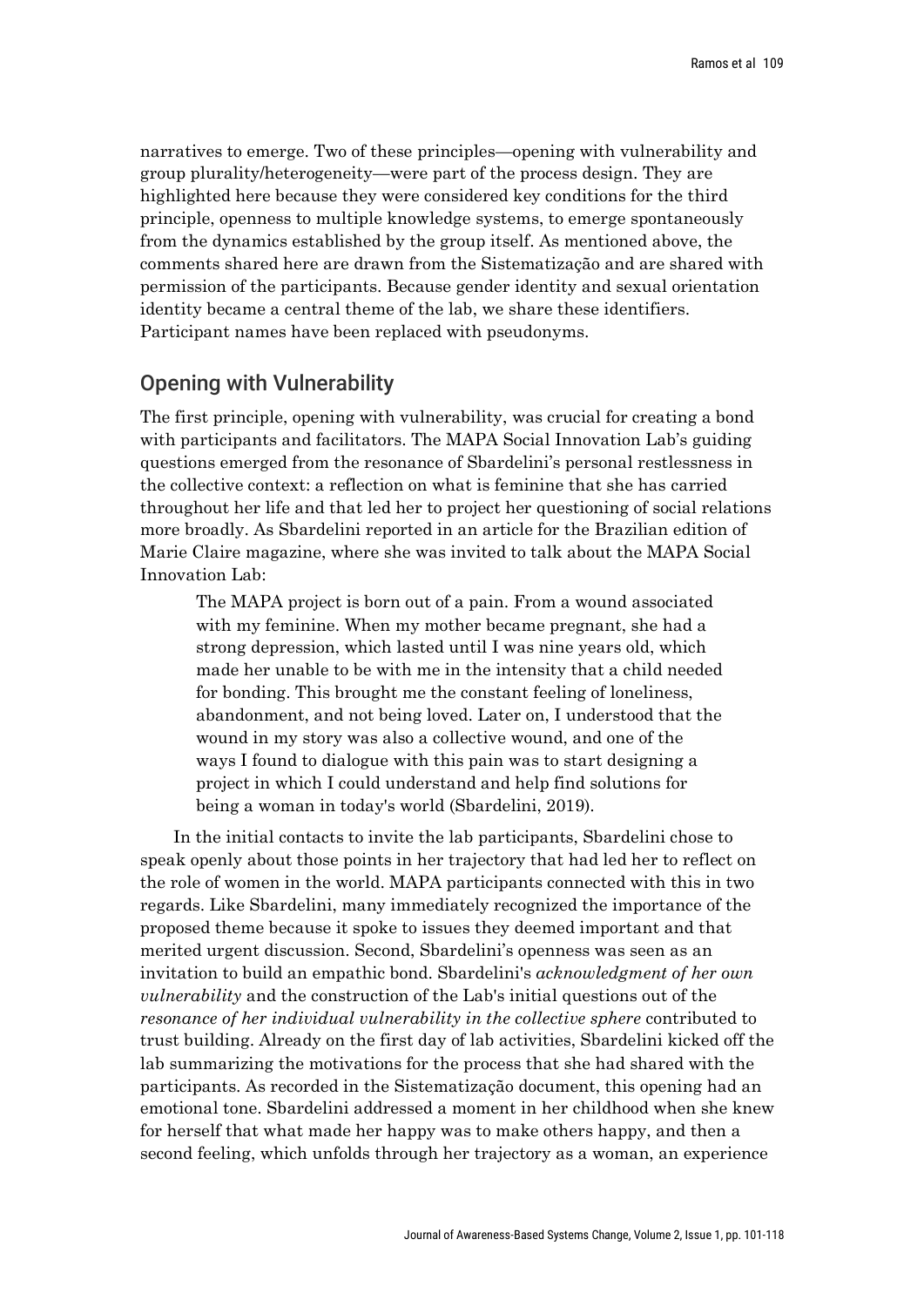narratives to emerge. Two of these principles—opening with vulnerability and group plurality/heterogeneity—were part of the process design. They are highlighted here because they were considered key conditions for the third principle, openness to multiple knowledge systems, to emerge spontaneously from the dynamics established by the group itself. As mentioned above, the comments shared here are drawn from the Sistematização and are shared with permission of the participants. Because gender identity and sexual orientation identity became a central theme of the lab, we share these identifiers. Participant names have been replaced with pseudonyms.

## Opening with Vulnerability

The first principle, opening with vulnerability, was crucial for creating a bond with participants and facilitators. The MAPA Social Innovation Lab's guiding questions emerged from the resonance of Sbardelini's personal restlessness in the collective context: a reflection on what is feminine that she has carried throughout her life and that led her to project her questioning of social relations more broadly. As Sbardelini reported in an article for the Brazilian edition of Marie Claire magazine, where she was invited to talk about the MAPA Social Innovation Lab:

> The MAPA project is born out of a pain. From a wound associated with my feminine. When my mother became pregnant, she had a strong depression, which lasted until I was nine years old, which made her unable to be with me in the intensity that a child needed for bonding. This brought me the constant feeling of loneliness, abandonment, and not being loved. Later on, I understood that the wound in my story was also a collective wound, and one of the ways I found to dialogue with this pain was to start designing a project in which I could understand and help find solutions for being a woman in today's world (Sbardelini, 2019).

In the initial contacts to invite the lab participants, Sbardelini chose to speak openly about those points in her trajectory that had led her to reflect on the role of women in the world. MAPA participants connected with this in two regards. Like Sbardelini, many immediately recognized the importance of the proposed theme because it spoke to issues they deemed important and that merited urgent discussion. Second, Sbardelini's openness was seen as an invitation to build an empathic bond. Sbardelini's *acknowledgment of her own vulnerability* and the construction of the Lab's initial questions out of the *resonance of her individual vulnerability in the collective sphere* contributed to trust building. Already on the first day of lab activities, Sbardelini kicked off the lab summarizing the motivations for the process that she had shared with the participants. As recorded in the Sistematização document, this opening had an emotional tone. Sbardelini addressed a moment in her childhood when she knew for herself that what made her happy was to make others happy, and then a second feeling, which unfolds through her trajectory as a woman, an experience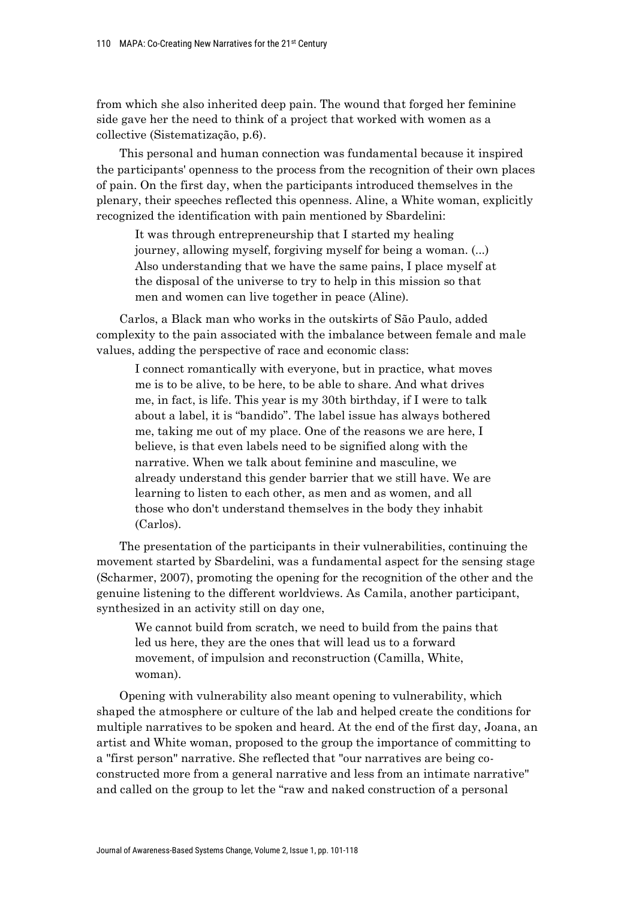from which she also inherited deep pain. The wound that forged her feminine side gave her the need to think of a project that worked with women as a collective (Sistematização, p.6).

This personal and human connection was fundamental because it inspired the participants' openness to the process from the recognition of their own places of pain. On the first day, when the participants introduced themselves in the plenary, their speeches reflected this openness. Aline, a White woman, explicitly recognized the identification with pain mentioned by Sbardelini:

> It was through entrepreneurship that I started my healing journey, allowing myself, forgiving myself for being a woman. (...) Also understanding that we have the same pains, I place myself at the disposal of the universe to try to help in this mission so that men and women can live together in peace (Aline).

Carlos, a Black man who works in the outskirts of São Paulo, added complexity to the pain associated with the imbalance between female and male values, adding the perspective of race and economic class:

> I connect romantically with everyone, but in practice, what moves me is to be alive, to be here, to be able to share. And what drives me, in fact, is life. This year is my 30th birthday, if I were to talk about a label, it is "bandido". The label issue has always bothered me, taking me out of my place. One of the reasons we are here, I believe, is that even labels need to be signified along with the narrative. When we talk about feminine and masculine, we already understand this gender barrier that we still have. We are learning to listen to each other, as men and as women, and all those who don't understand themselves in the body they inhabit (Carlos).

The presentation of the participants in their vulnerabilities, continuing the movement started by Sbardelini, was a fundamental aspect for the sensing stage (Scharmer, 2007), promoting the opening for the recognition of the other and the genuine listening to the different worldviews. As Camila, another participant, synthesized in an activity still on day one,

> We cannot build from scratch, we need to build from the pains that led us here, they are the ones that will lead us to a forward movement, of impulsion and reconstruction (Camilla, White, woman).

Opening with vulnerability also meant opening to vulnerability, which shaped the atmosphere or culture of the lab and helped create the conditions for multiple narratives to be spoken and heard. At the end of the first day, Joana, an artist and White woman, proposed to the group the importance of committing to a "first person" narrative. She reflected that "our narratives are being co-constructed more from a general narrative and less from an intimate narrative" and called on the group to let the "raw and naked construction of a personal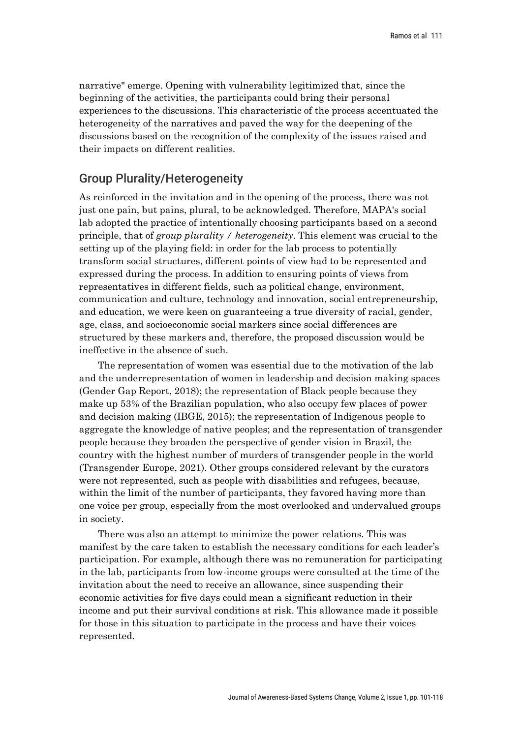narrative" emerge. Opening with vulnerability legitimized that, since the beginning of the activities, the participants could bring their personal experiences to the discussions. This characteristic of the process accentuated the heterogeneity of the narratives and paved the way for the deepening of the discussions based on the recognition of the complexity of the issues raised and their impacts on different realities.

## Group Plurality/Heterogeneity

As reinforced in the invitation and in the opening of the process, there was not just one pain, but pains, plural, to be acknowledged. Therefore, MAPA's social lab adopted the practice of intentionally choosing participants based on a second principle, that of *group plurality / heterogeneity*. This element was crucial to the setting up of the playing field: in order for the lab process to potentially transform social structures, different points of view had to be represented and expressed during the process. In addition to ensuring points of views from representatives in different fields, such as political change, environment, communication and culture, technology and innovation, social entrepreneurship, and education, we were keen on guaranteeing a true diversity of racial, gender, age, class, and socioeconomic social markers since social differences are structured by these markers and, therefore, the proposed discussion would be ineffective in the absence of such.

The representation of women was essential due to the motivation of the lab and the underrepresentation of women in leadership and decision making spaces (Gender Gap Report, 2018); the representation of Black people because they make up 53% of the Brazilian population, who also occupy few places of power and decision making (IBGE, 2015); the representation of Indigenous people to aggregate the knowledge of native peoples; and the representation of transgender people because they broaden the perspective of gender vision in Brazil, the country with the highest number of murders of transgender people in the world (Transgender Europe, 2021). Other groups considered relevant by the curators were not represented, such as people with disabilities and refugees, because, within the limit of the number of participants, they favored having more than one voice per group, especially from the most overlooked and undervalued groups in society.

There was also an attempt to minimize the power relations. This was manifest by the care taken to establish the necessary conditions for each leader's participation. For example, although there was no remuneration for participating in the lab, participants from low-income groups were consulted at the time of the invitation about the need to receive an allowance, since suspending their economic activities for five days could mean a significant reduction in their income and put their survival conditions at risk. This allowance made it possible for those in this situation to participate in the process and have their voices represented.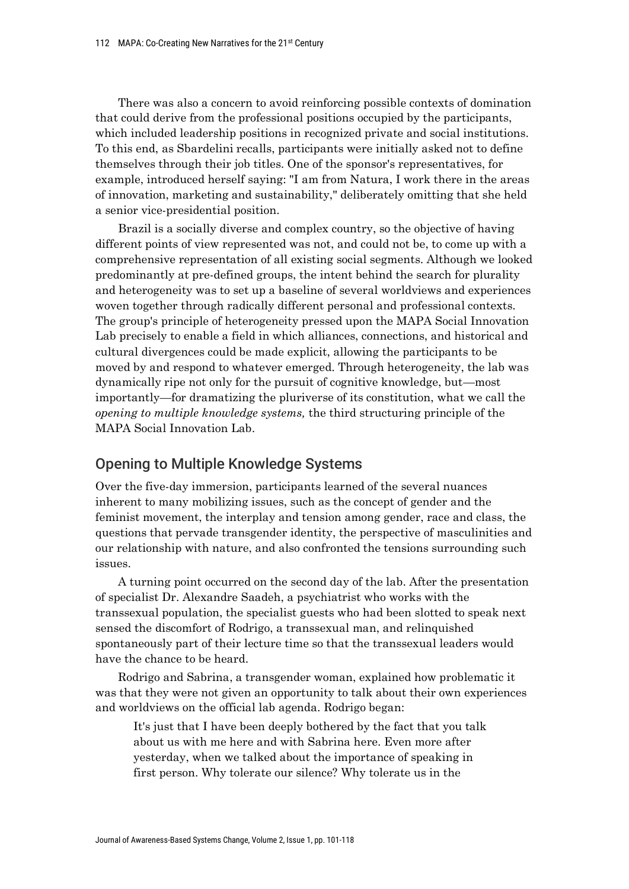There was also a concern to avoid reinforcing possible contexts of domination that could derive from the professional positions occupied by the participants, which included leadership positions in recognized private and social institutions. To this end, as Sbardelini recalls, participants were initially asked not to define themselves through their job titles. One of the sponsor's representatives, for example, introduced herself saying: "I am from Natura, I work there in the areas of innovation, marketing and sustainability," deliberately omitting that she held a senior vice-presidential position.

Brazil is a socially diverse and complex country, so the objective of having different points of view represented was not, and could not be, to come up with a comprehensive representation of all existing social segments. Although we looked predominantly at pre-defined groups, the intent behind the search for plurality and heterogeneity was to set up a baseline of several worldviews and experiences woven together through radically different personal and professional contexts. The group's principle of heterogeneity pressed upon the MAPA Social Innovation Lab precisely to enable a field in which alliances, connections, and historical and cultural divergences could be made explicit, allowing the participants to be moved by and respond to whatever emerged. Through heterogeneity, the lab was dynamically ripe not only for the pursuit of cognitive knowledge, but—most importantly—for dramatizing the pluriverse of its constitution, what we call the *opening to multiple knowledge systems,* the third structuring principle of the MAPA Social Innovation Lab.

## Opening to Multiple Knowledge Systems

Over the five-day immersion, participants learned of the several nuances inherent to many mobilizing issues, such as the concept of gender and the feminist movement, the interplay and tension among gender, race and class, the questions that pervade transgender identity, the perspective of masculinities and our relationship with nature, and also confronted the tensions surrounding such issues.

A turning point occurred on the second day of the lab. After the presentation of specialist Dr. Alexandre Saadeh, a psychiatrist who works with the transsexual population, the specialist guests who had been slotted to speak next sensed the discomfort of Rodrigo, a transsexual man, and relinquished spontaneously part of their lecture time so that the transsexual leaders would have the chance to be heard.

Rodrigo and Sabrina, a transgender woman, explained how problematic it was that they were not given an opportunity to talk about their own experiences and worldviews on the official lab agenda. Rodrigo began:

> It's just that I have been deeply bothered by the fact that you talk about us with me here and with Sabrina here. Even more after yesterday, when we talked about the importance of speaking in first person. Why tolerate our silence? Why tolerate us in the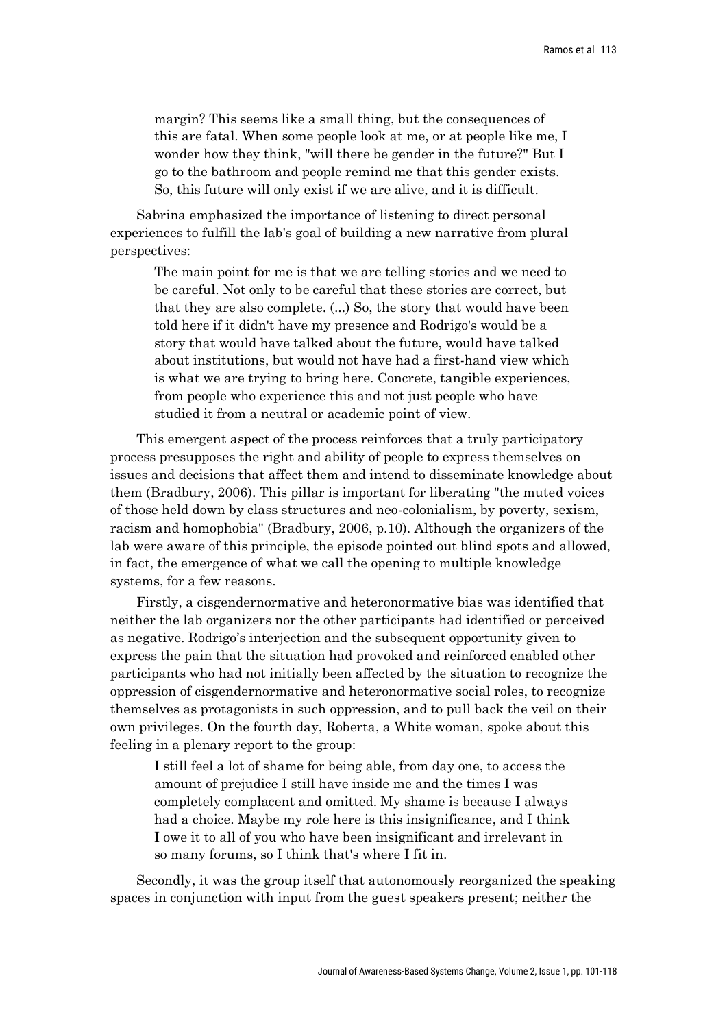> margin? This seems like a small thing, but the consequences of this are fatal. When some people look at me, or at people like me, I wonder how they think, "will there be gender in the future?" But I go to the bathroom and people remind me that this gender exists. So, this future will only exist if we are alive, and it is difficult.

Sabrina emphasized the importance of listening to direct personal experiences to fulfill the lab's goal of building a new narrative from plural perspectives:

> The main point for me is that we are telling stories and we need to be careful. Not only to be careful that these stories are correct, but that they are also complete. (...) So, the story that would have been told here if it didn't have my presence and Rodrigo's would be a story that would have talked about the future, would have talked about institutions, but would not have had a first-hand view which is what we are trying to bring here. Concrete, tangible experiences, from people who experience this and not just people who have studied it from a neutral or academic point of view.

This emergent aspect of the process reinforces that a truly participatory process presupposes the right and ability of people to express themselves on issues and decisions that affect them and intend to disseminate knowledge about them (Bradbury, 2006). This pillar is important for liberating "the muted voices of those held down by class structures and neo-colonialism, by poverty, sexism, racism and homophobia" (Bradbury, 2006, p.10). Although the organizers of the lab were aware of this principle, the episode pointed out blind spots and allowed, in fact, the emergence of what we call the opening to multiple knowledge systems, for a few reasons.

Firstly, a cisgendernormative and heteronormative bias was identified that neither the lab organizers nor the other participants had identified or perceived as negative. Rodrigo's interjection and the subsequent opportunity given to express the pain that the situation had provoked and reinforced enabled other participants who had not initially been affected by the situation to recognize the oppression of cisgendernormative and heteronormative social roles, to recognize themselves as protagonists in such oppression, and to pull back the veil on their own privileges. On the fourth day, Roberta, a White woman, spoke about this feeling in a plenary report to the group:

> I still feel a lot of shame for being able, from day one, to access the amount of prejudice I still have inside me and the times I was completely complacent and omitted. My shame is because I always had a choice. Maybe my role here is this insignificance, and I think I owe it to all of you who have been insignificant and irrelevant in so many forums, so I think that's where I fit in.

Secondly, it was the group itself that autonomously reorganized the speaking spaces in conjunction with input from the guest speakers present; neither the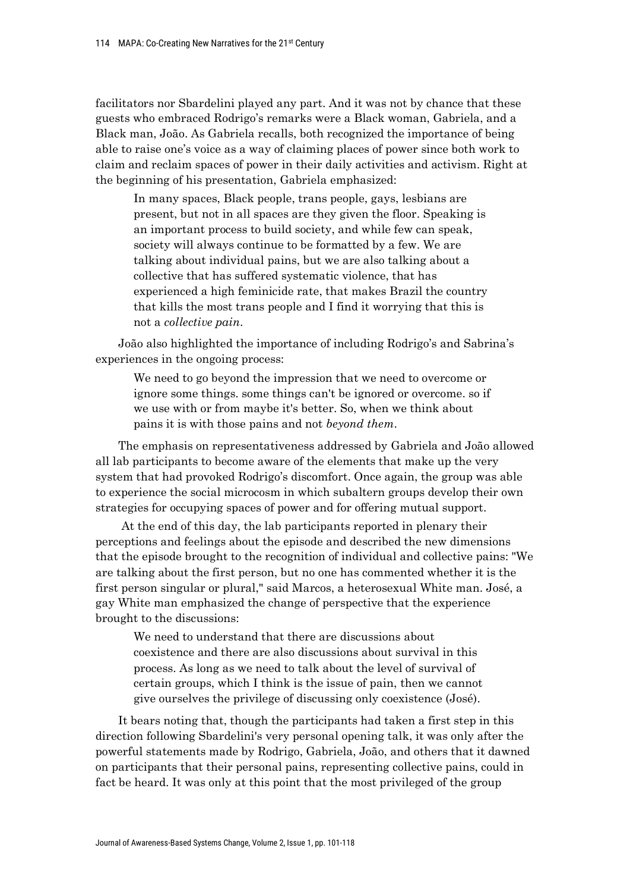facilitators nor Sbardelini played any part. And it was not by chance that these guests who embraced Rodrigo's remarks were a Black woman, Gabriela, and a Black man, João. As Gabriela recalls, both recognized the importance of being able to raise one's voice as a way of claiming places of power since both work to claim and reclaim spaces of power in their daily activities and activism. Right at the beginning of his presentation, Gabriela emphasized:

> In many spaces, Black people, trans people, gays, lesbians are present, but not in all spaces are they given the floor. Speaking is an important process to build society, and while few can speak, society will always continue to be formatted by a few. We are talking about individual pains, but we are also talking about a collective that has suffered systematic violence, that has experienced a high feminicide rate, that makes Brazil the country that kills the most trans people and I find it worrying that this is not a *collective pain*.

João also highlighted the importance of including Rodrigo's and Sabrina's experiences in the ongoing process:

> We need to go beyond the impression that we need to overcome or ignore some things. some things can't be ignored or overcome. so if we use with or from maybe it's better. So, when we think about pains it is with those pains and not *beyond them*.

The emphasis on representativeness addressed by Gabriela and João allowed all lab participants to become aware of the elements that make up the very system that had provoked Rodrigo's discomfort. Once again, the group was able to experience the social microcosm in which subaltern groups develop their own strategies for occupying spaces of power and for offering mutual support.

At the end of this day, the lab participants reported in plenary their perceptions and feelings about the episode and described the new dimensions that the episode brought to the recognition of individual and collective pains: "We are talking about the first person, but no one has commented whether it is the first person singular or plural," said Marcos, a heterosexual White man. José, a gay White man emphasized the change of perspective that the experience brought to the discussions:

> We need to understand that there are discussions about coexistence and there are also discussions about survival in this process. As long as we need to talk about the level of survival of certain groups, which I think is the issue of pain, then we cannot give ourselves the privilege of discussing only coexistence (José).

It bears noting that, though the participants had taken a first step in this direction following Sbardelini's very personal opening talk, it was only after the powerful statements made by Rodrigo, Gabriela, João, and others that it dawned on participants that their personal pains, representing collective pains, could in fact be heard. It was only at this point that the most privileged of the group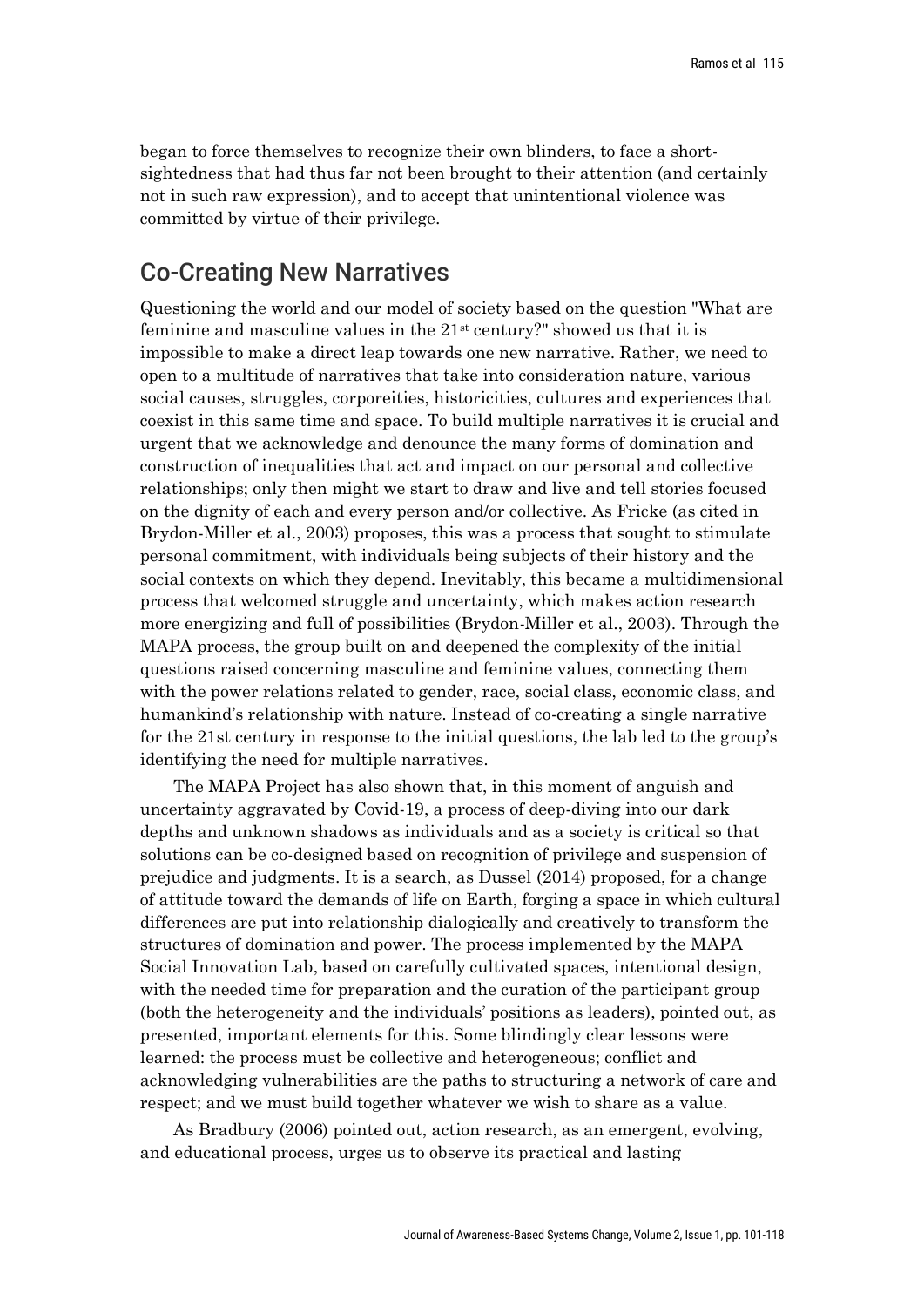began to force themselves to recognize their own blinders, to face a short-sightedness that had thus far not been brought to their attention (and certainly not in such raw expression), and to accept that unintentional violence was committed by virtue of their privilege.

## Co-Creating New Narratives

Questioning the world and our model of society based on the question "What are feminine and masculine values in the 21st century?" showed us that it is impossible to make a direct leap towards one new narrative. Rather, we need to open to a multitude of narratives that take into consideration nature, various social causes, struggles, corporeities, historicities, cultures and experiences that coexist in this same time and space. To build multiple narratives it is crucial and urgent that we acknowledge and denounce the many forms of domination and construction of inequalities that act and impact on our personal and collective relationships; only then might we start to draw and live and tell stories focused on the dignity of each and every person and/or collective. As Fricke (as cited in Brydon-Miller et al., 2003) proposes, this was a process that sought to stimulate personal commitment, with individuals being subjects of their history and the social contexts on which they depend. Inevitably, this became a multidimensional process that welcomed struggle and uncertainty, which makes action research more energizing and full of possibilities (Brydon-Miller et al., 2003). Through the MAPA process, the group built on and deepened the complexity of the initial questions raised concerning masculine and feminine values, connecting them with the power relations related to gender, race, social class, economic class, and humankind's relationship with nature. Instead of co-creating a single narrative for the 21st century in response to the initial questions, the lab led to the group's identifying the need for multiple narratives.

The MAPA Project has also shown that, in this moment of anguish and uncertainty aggravated by Covid-19, a process of deep-diving into our dark depths and unknown shadows as individuals and as a society is critical so that solutions can be co-designed based on recognition of privilege and suspension of prejudice and judgments. It is a search, as Dussel (2014) proposed, for a change of attitude toward the demands of life on Earth, forging a space in which cultural differences are put into relationship dialogically and creatively to transform the structures of domination and power. The process implemented by the MAPA Social Innovation Lab, based on carefully cultivated spaces, intentional design, with the needed time for preparation and the curation of the participant group (both the heterogeneity and the individuals' positions as leaders), pointed out, as presented, important elements for this. Some blindingly clear lessons were learned: the process must be collective and heterogeneous; conflict and acknowledging vulnerabilities are the paths to structuring a network of care and respect; and we must build together whatever we wish to share as a value.

As Bradbury (2006) pointed out, action research, as an emergent, evolving, and educational process, urges us to observe its practical and lasting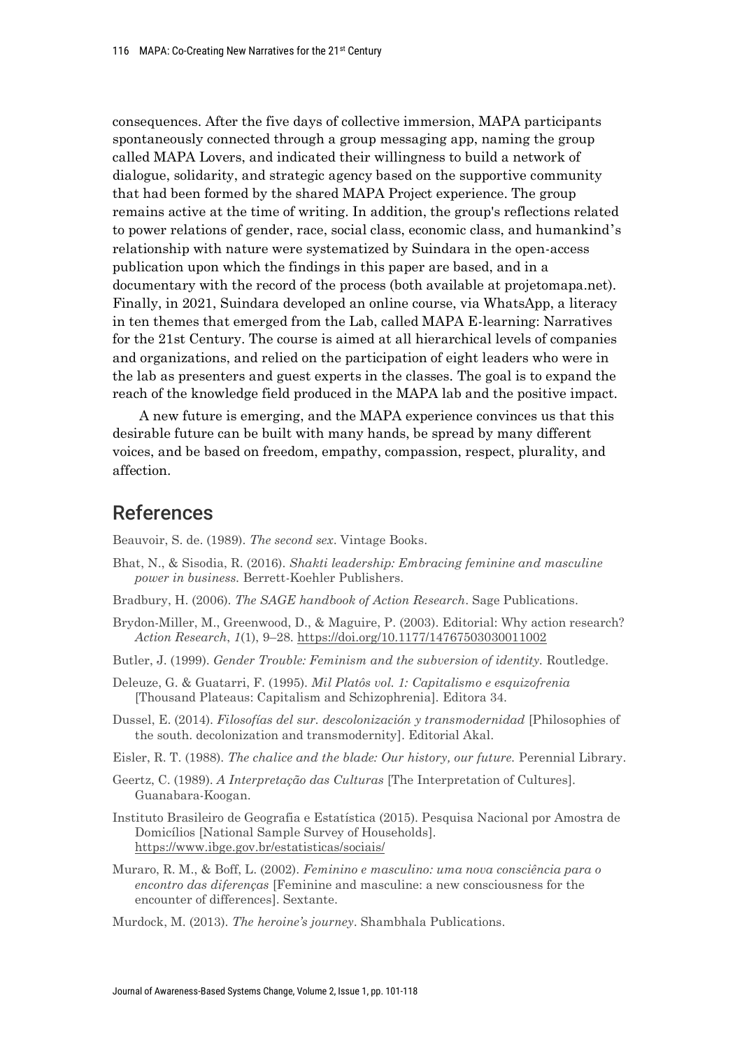consequences. After the five days of collective immersion, MAPA participants spontaneously connected through a group messaging app, naming the group called MAPA Lovers, and indicated their willingness to build a network of dialogue, solidarity, and strategic agency based on the supportive community that had been formed by the shared MAPA Project experience. The group remains active at the time of writing. In addition, the group's reflections related to power relations of gender, race, social class, economic class, and humankind's relationship with nature were systematized by Suindara in the open-access publication upon which the findings in this paper are based, and in a documentary with the record of the process (both available at projetomapa.net). Finally, in 2021, Suindara developed an online course, via WhatsApp, a literacy in ten themes that emerged from the Lab, called MAPA E-learning: Narratives for the 21st Century. The course is aimed at all hierarchical levels of companies and organizations, and relied on the participation of eight leaders who were in the lab as presenters and guest experts in the classes. The goal is to expand the reach of the knowledge field produced in the MAPA lab and the positive impact.

A new future is emerging, and the MAPA experience convinces us that this desirable future can be built with many hands, be spread by many different voices, and be based on freedom, empathy, compassion, respect, plurality, and affection.

## References

Beauvoir, S. de. (1989). *The second sex*. Vintage Books.

Bhat, N., & Sisodia, R. (2016). *Shakti leadership: Embracing feminine and masculine power in business.* Berrett-Koehler Publishers.

Bradbury, H. (2006). *The SAGE handbook of Action Research*. Sage Publications.

Brydon-Miller, M., Greenwood, D., & Maguire, P. (2003). Editorial: Why action research? *Action Research*, *1*(1), 9–28. https://doi.org/10.1177/14767503030011002

Butler, J. (1999). *Gender Trouble: Feminism and the subversion of identity.* Routledge.

Deleuze, G. & Guatarri, F. (1995). *Mil Platôs vol. 1: Capitalismo e esquizofrenia* [Thousand Plateaus: Capitalism and Schizophrenia]. Editora 34.

Dussel, E. (2014). *Filosofías del sur. descolonización y transmodernidad* [Philosophies of the south. decolonization and transmodernity]. Editorial Akal.

Eisler, R. T. (1988). *The chalice and the blade: Our history, our future.* Perennial Library.

Geertz, C. (1989). *A Interpretação das Culturas* [The Interpretation of Cultures]. Guanabara-Koogan.

Instituto Brasileiro de Geografia e Estatística (2015). Pesquisa Nacional por Amostra de Domicílios [National Sample Survey of Households]. https://www.ibge.gov.br/estatisticas/sociais/

Muraro, R. M., & Boff, L. (2002). *Feminino e masculino: uma nova consciência para o encontro das diferenças* [Feminine and masculine: a new consciousness for the encounter of differences]. Sextante.

Murdock, M. (2013). *The heroine's journey*. Shambhala Publications.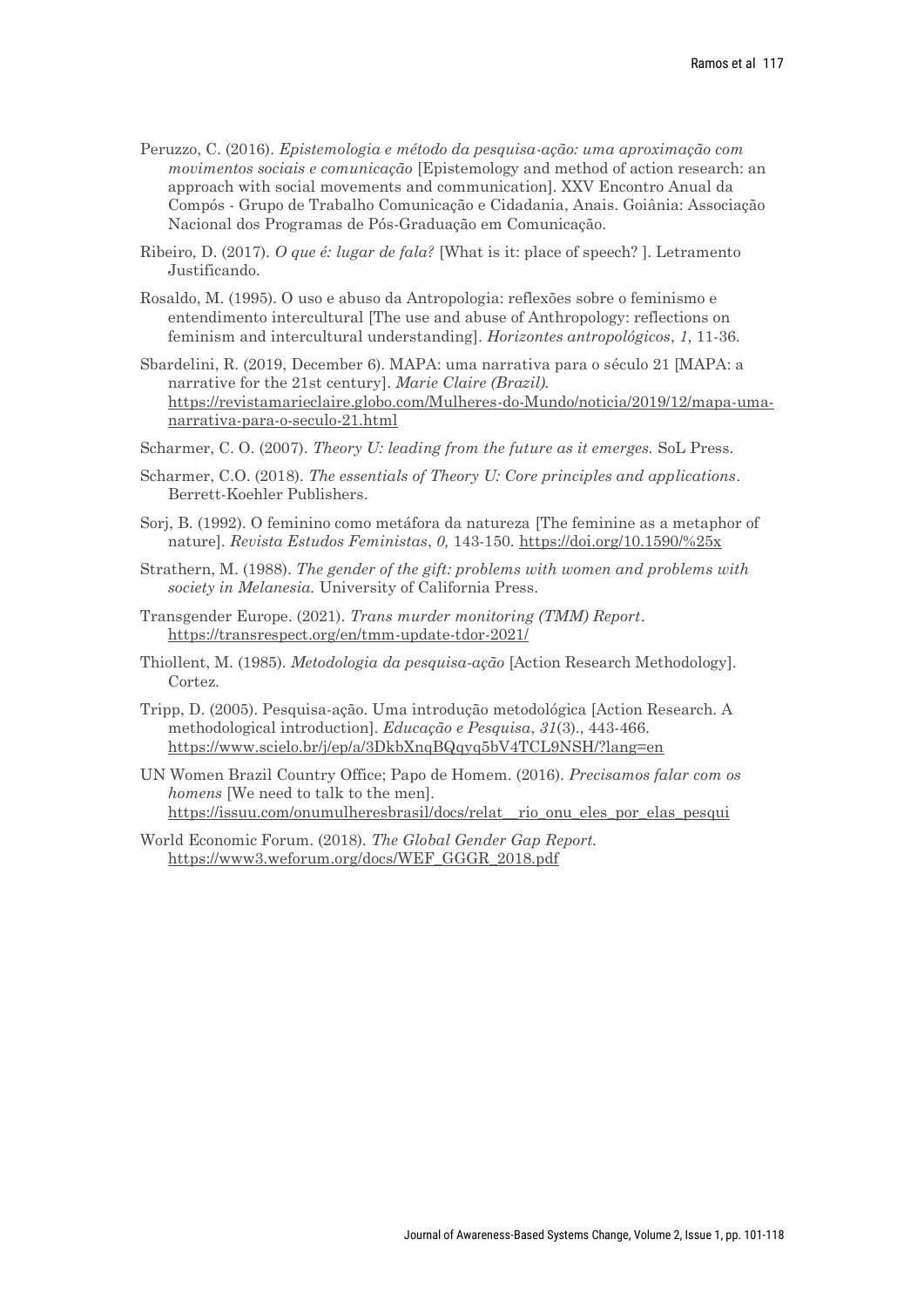Peruzzo, C. (2016). *Epistemologia e método da pesquisa-ação: uma aproximação com movimentos sociais e comunicação* [Epistemology and method of action research: an approach with social movements and communication]. XXV Encontro Anual da Compós - Grupo de Trabalho Comunicação e Cidadania, Anais. Goiânia: Associação Nacional dos Programas de Pós-Graduação em Comunicação.

Ribeiro, D. (2017). *O que é: lugar de fala?* [What is it: place of speech? ]. Letramento Justificando.

Rosaldo, M. (1995). O uso e abuso da Antropologia: reflexões sobre o feminismo e entendimento intercultural [The use and abuse of Anthropology: reflections on feminism and intercultural understanding]. *Horizontes antropológicos*, *1*, 11-36.

Sbardelini, R. (2019, December 6). MAPA: uma narrativa para o século 21 [MAPA: a narrative for the 21st century]. *Marie Claire (Brazil)*. https://revistamarieclaire.globo.com/Mulheres-do-Mundo/noticia/2019/12/mapa-uma-narrativa-para-o-seculo-21.html

Scharmer, C. O. (2007). *Theory U: leading from the future as it emerges.* SoL Press.

Scharmer, C.O. (2018). *The essentials of Theory U: Core principles and applications*. Berrett-Koehler Publishers.

Sorj, B. (1992). O feminino como metáfora da natureza [The feminine as a metaphor of nature]. *Revista Estudos Feministas*, *0,* 143-150. https://doi.org/10.1590/%25x

Strathern, M. (1988). *The gender of the gift: problems with women and problems with society in Melanesia.* University of California Press.

Transgender Europe. (2021). *Trans murder monitoring (TMM) Report*. https://transrespect.org/en/tmm-update-tdor-2021/

Thiollent, M. (1985). *Metodologia da pesquisa-ação* [Action Research Methodology]. Cortez.

Tripp, D. (2005). Pesquisa-ação. Uma introdução metodológica [Action Research. A methodological introduction]. *Educação e Pesquisa*, *31*(3)., 443-466. https://www.scielo.br/j/ep/a/3DkbXnqBQqyq5bV4TCL9NSH/?lang=en

UN Women Brazil Country Office; Papo de Homem. (2016). *Precisamos falar com os homens* [We need to talk to the men]. https://issuu.com/onumulheresbrasil/docs/relat__rio_onu_eles_por_elas_pesqui

World Economic Forum. (2018). *The Global Gender Gap Report.* https://www3.weforum.org/docs/WEF_GGGR_2018.pdf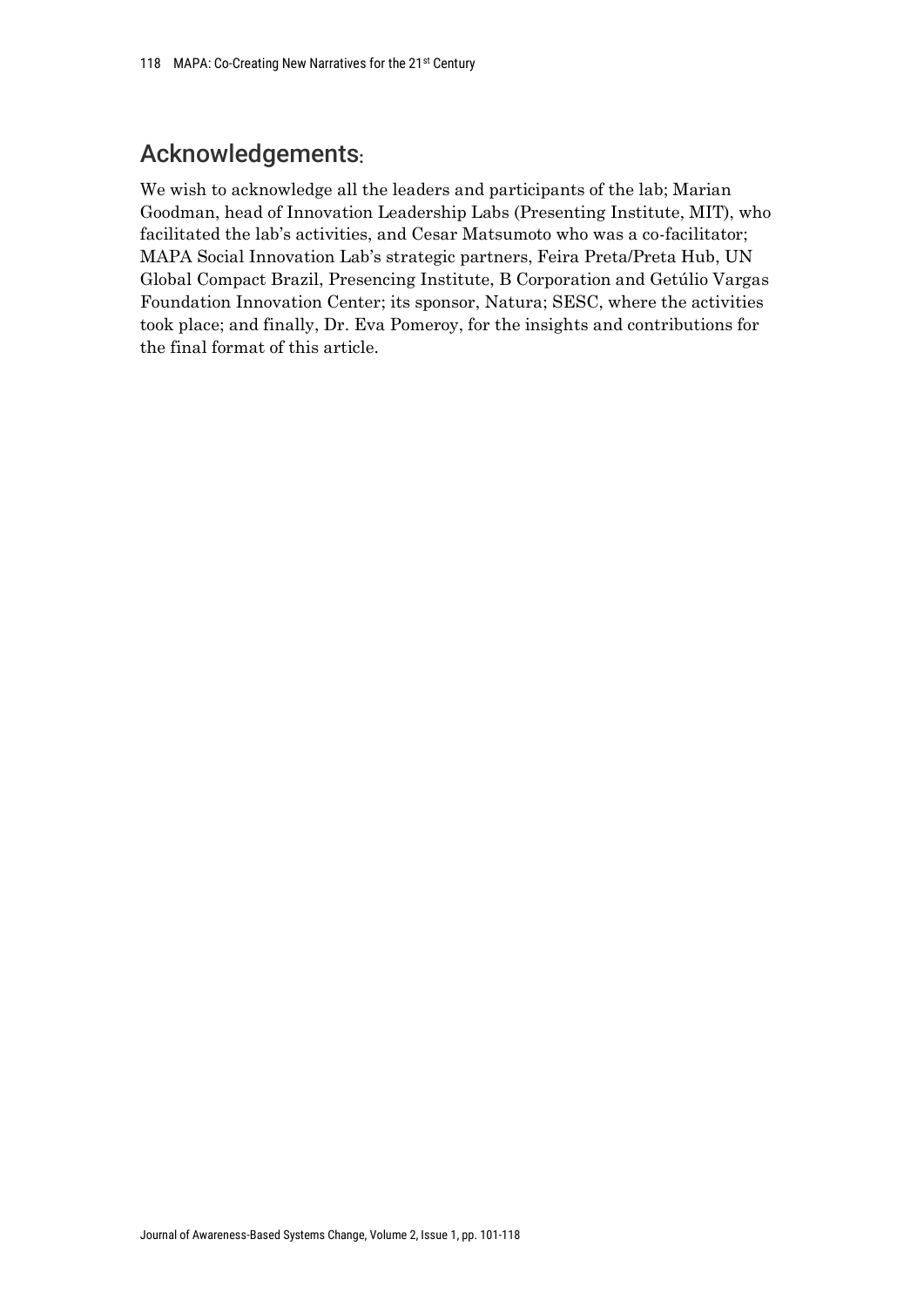## Acknowledgements:

We wish to acknowledge all the leaders and participants of the lab; Marian Goodman, head of Innovation Leadership Labs (Presenting Institute, MIT), who facilitated the lab's activities, and Cesar Matsumoto who was a co-facilitator; MAPA Social Innovation Lab's strategic partners, Feira Preta/Preta Hub, UN Global Compact Brazil, Presencing Institute, B Corporation and Getúlio Vargas Foundation Innovation Center; its sponsor, Natura; SESC, where the activities took place; and finally, Dr. Eva Pomeroy, for the insights and contributions for the final format of this article.